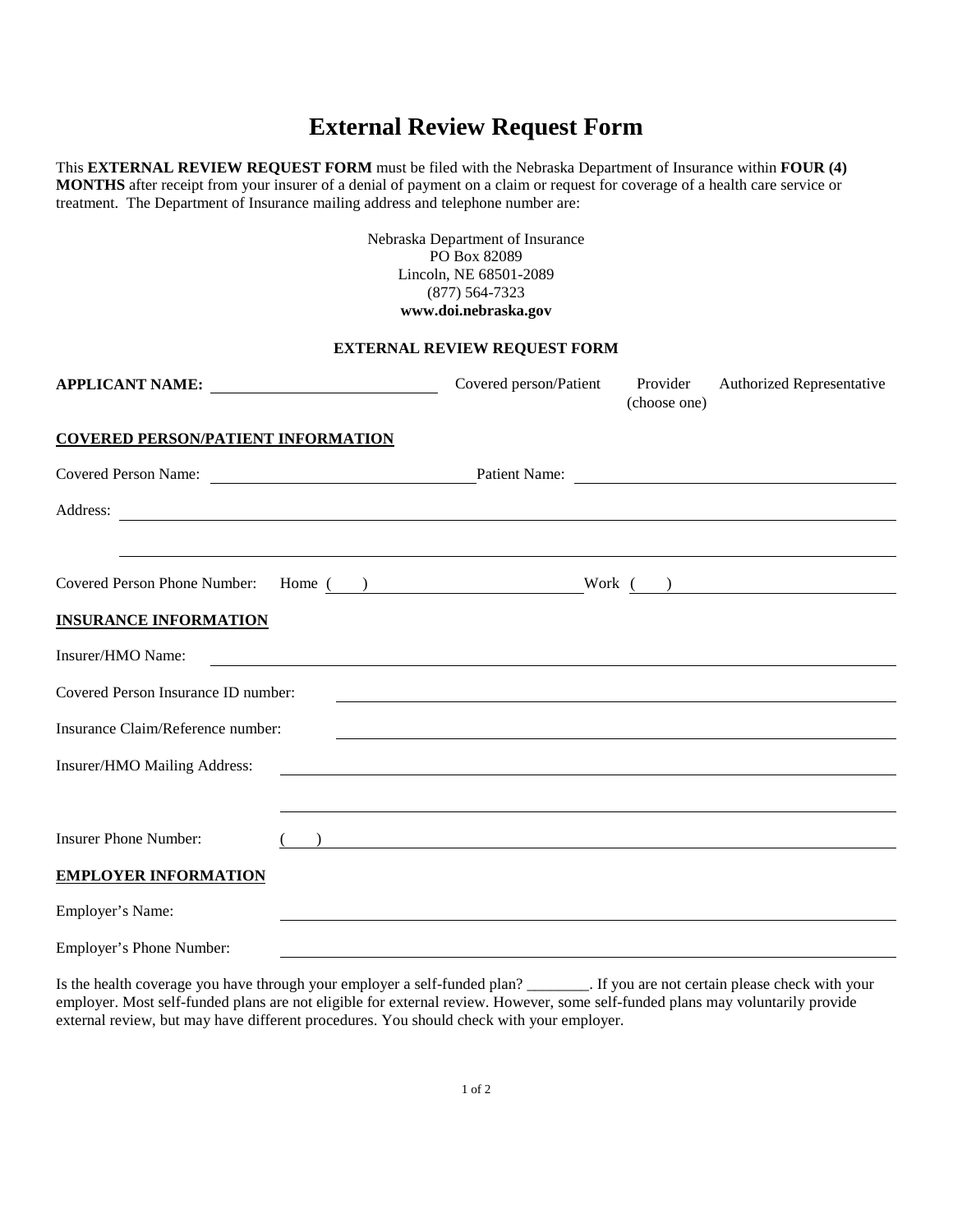# External Review Request Form

This **EXTERNAL REVIEW REQUEST FORM** must be filed with the Nebraska Department of Insurance within **FOUR (4) MONTHS** after receipt from your insurer of a denial of payment on a claim or request for coverage of a health care service or treatment. The Department of Insurance mailing address and telephone number are:

Nebraska Department of Insurance
PO Box 82089
Lincoln, NE 68501-2089
(877) 564-7323
**www.doi.nebraska.gov**

**EXTERNAL REVIEW REQUEST FORM**

**APPLICANT NAME:** ____________________ Covered person/Patient Provider Authorized Representative (choose one)

**COVERED PERSON/PATIENT INFORMATION**

Covered Person Name: ____________________ Patient Name: ____________________

Address: ________________________________________

________________________________________

Covered Person Phone Number: Home ( ) ____________________ Work ( ) ____________________

**INSURANCE INFORMATION**

Insurer/HMO Name: ________________________________________

Covered Person Insurance ID number: ________________________________________

Insurance Claim/Reference number: ________________________________________

Insurer/HMO Mailing Address: ________________________________________

________________________________________

Insurer Phone Number: ( ) ________________________________________

**EMPLOYER INFORMATION**

Employer's Name: ________________________________________

Employer's Phone Number: ________________________________________

Is the health coverage you have through your employer a self-funded plan? ________. If you are not certain please check with your employer. Most self-funded plans are not eligible for external review. However, some self-funded plans may voluntarily provide external review, but may have different procedures. You should check with your employer.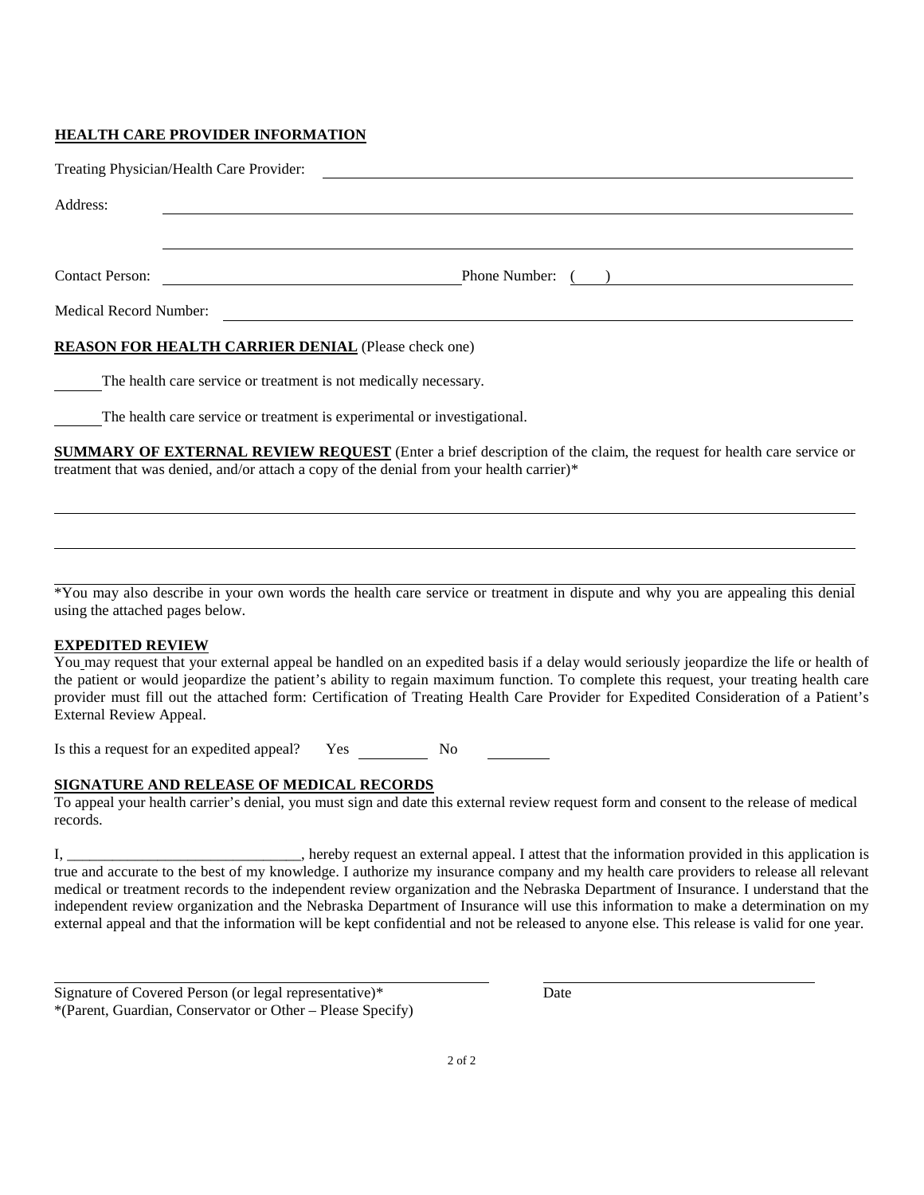## HEALTH CARE PROVIDER INFORMATION

Treating Physician/Health Care Provider: ______________________________

Address: ______________________________

______________________________

Contact Person: ______________________ Phone Number: ( ) ______________________

Medical Record Number: ______________________________

## REASON FOR HEALTH CARRIER DENIAL (Please check one)

______ The health care service or treatment is not medically necessary.

______ The health care service or treatment is experimental or investigational.

## SUMMARY OF EXTERNAL REVIEW REQUEST (Enter a brief description of the claim, the request for health care service or treatment that was denied, and/or attach a copy of the denial from your health carrier)*

______________________________

______________________________

______________________________

*You may also describe in your own words the health care service or treatment in dispute and why you are appealing this denial using the attached pages below.

## EXPEDITED REVIEW

You may request that your external appeal be handled on an expedited basis if a delay would seriously jeopardize the life or health of the patient or would jeopardize the patient's ability to regain maximum function. To complete this request, your treating health care provider must fill out the attached form: Certification of Treating Health Care Provider for Expedited Consideration of a Patient's External Review Appeal.

Is this a request for an expedited appeal? Yes ________ No ________

## SIGNATURE AND RELEASE OF MEDICAL RECORDS

To appeal your health carrier's denial, you must sign and date this external review request form and consent to the release of medical records.

I, ______________________________, hereby request an external appeal. I attest that the information provided in this application is true and accurate to the best of my knowledge. I authorize my insurance company and my health care providers to release all relevant medical or treatment records to the independent review organization and the Nebraska Department of Insurance. I understand that the independent review organization and the Nebraska Department of Insurance will use this information to make a determination on my external appeal and that the information will be kept confidential and not be released to anyone else. This release is valid for one year.

______________________________ ______________________________

Signature of Covered Person (or legal representative)* Date

*(Parent, Guardian, Conservator or Other – Please Specify)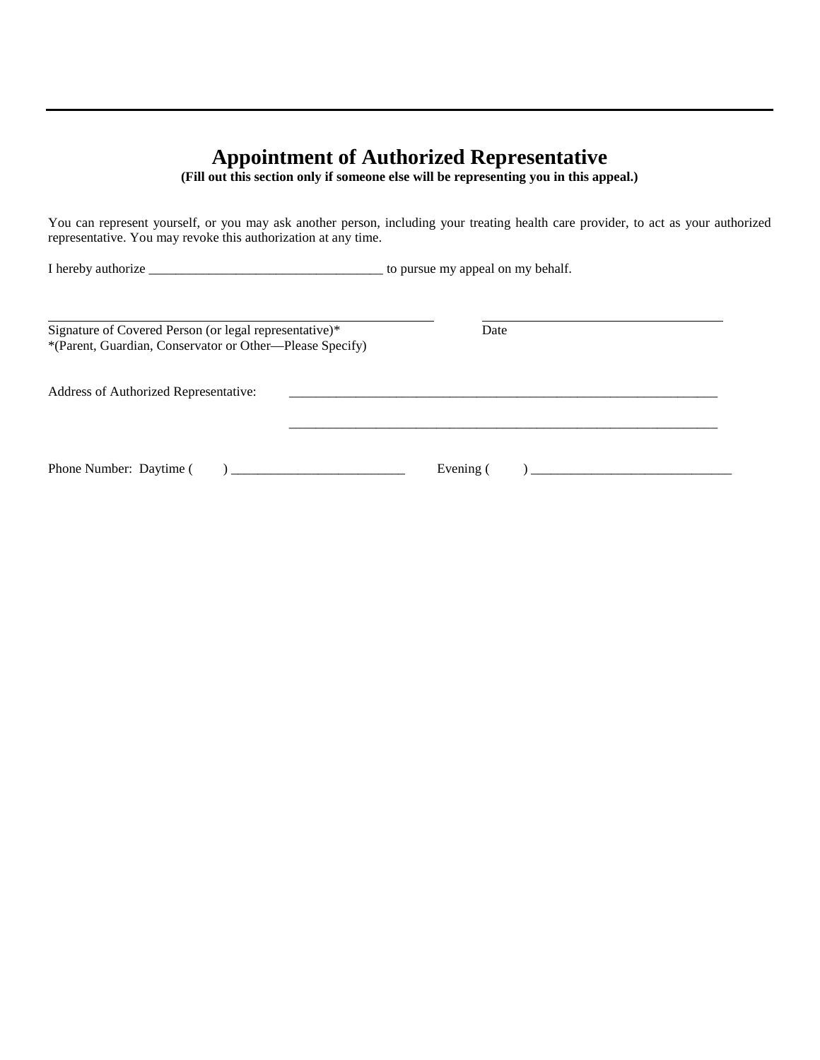---

# Appointment of Authorized Representative

**(Fill out this section only if someone else will be representing you in this appeal.)**

You can represent yourself, or you may ask another person, including your treating health care provider, to act as your authorized representative. You may revoke this authorization at any time.

I hereby authorize ___________________________________ to pursue my appeal on my behalf.

_______________________________________________________ _____________________________________

Signature of Covered Person (or legal representative)* Date

*(Parent, Guardian, Conservator or Other—Please Specify)

Address of Authorized Representative: _____________________________________________________________________

_____________________________________________________________________

Phone Number: Daytime ( ) __________________________ Evening ( ) ______________________________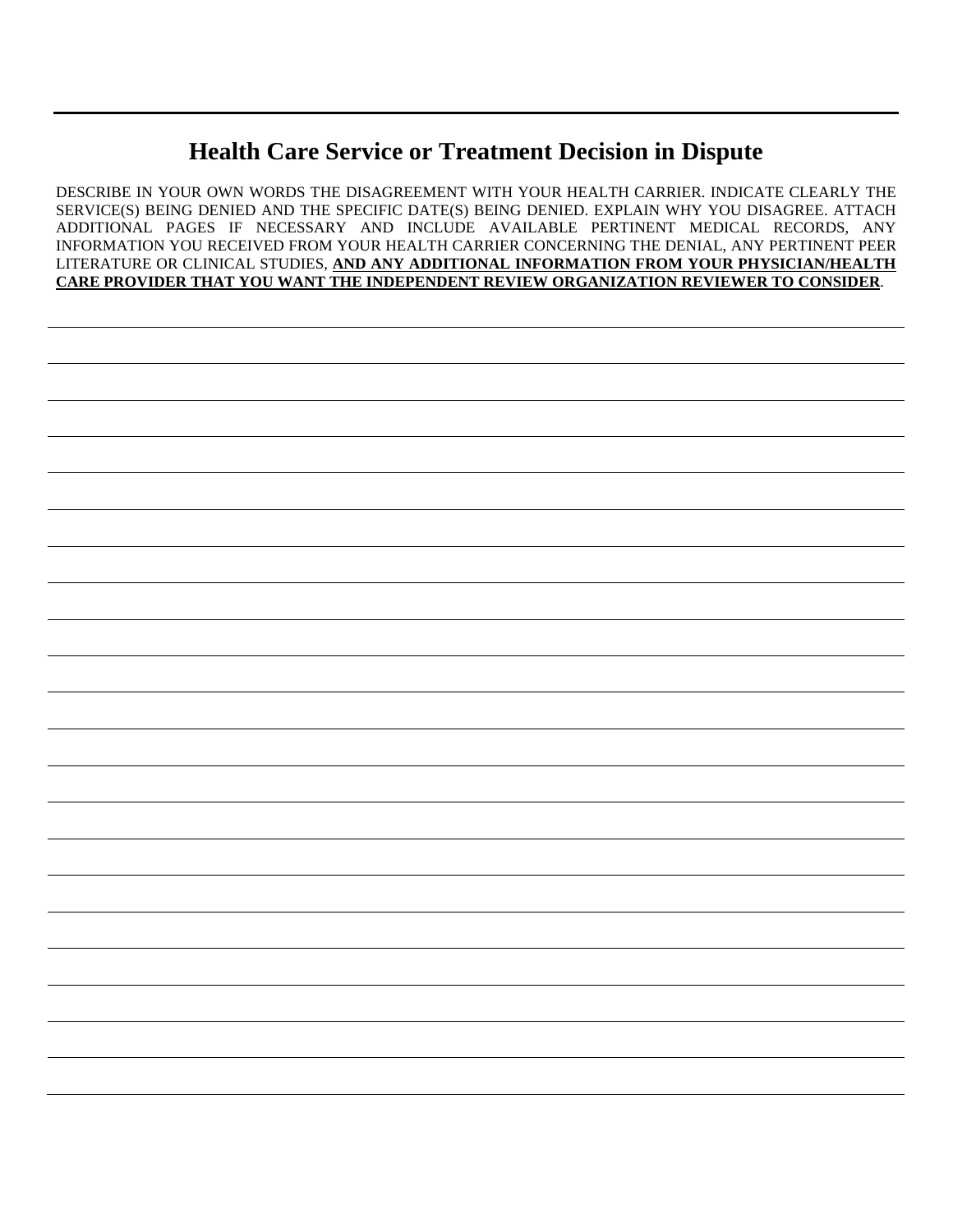---

## Health Care Service or Treatment Decision in Dispute

DESCRIBE IN YOUR OWN WORDS THE DISAGREEMENT WITH YOUR HEALTH CARRIER. INDICATE CLEARLY THE SERVICE(S) BEING DENIED AND THE SPECIFIC DATE(S) BEING DENIED. EXPLAIN WHY YOU DISAGREE. ATTACH ADDITIONAL PAGES IF NECESSARY AND INCLUDE AVAILABLE PERTINENT MEDICAL RECORDS, ANY INFORMATION YOU RECEIVED FROM YOUR HEALTH CARRIER CONCERNING THE DENIAL, ANY PERTINENT PEER LITERATURE OR CLINICAL STUDIES, **AND ANY ADDITIONAL INFORMATION FROM YOUR PHYSICIAN/HEALTH CARE PROVIDER THAT YOU WANT THE INDEPENDENT REVIEW ORGANIZATION REVIEWER TO CONSIDER**.

______________________________________________________________________________

______________________________________________________________________________

______________________________________________________________________________

______________________________________________________________________________

______________________________________________________________________________

______________________________________________________________________________

______________________________________________________________________________

______________________________________________________________________________

______________________________________________________________________________

______________________________________________________________________________

______________________________________________________________________________

______________________________________________________________________________

______________________________________________________________________________

______________________________________________________________________________

______________________________________________________________________________

______________________________________________________________________________

______________________________________________________________________________

______________________________________________________________________________

______________________________________________________________________________

______________________________________________________________________________

______________________________________________________________________________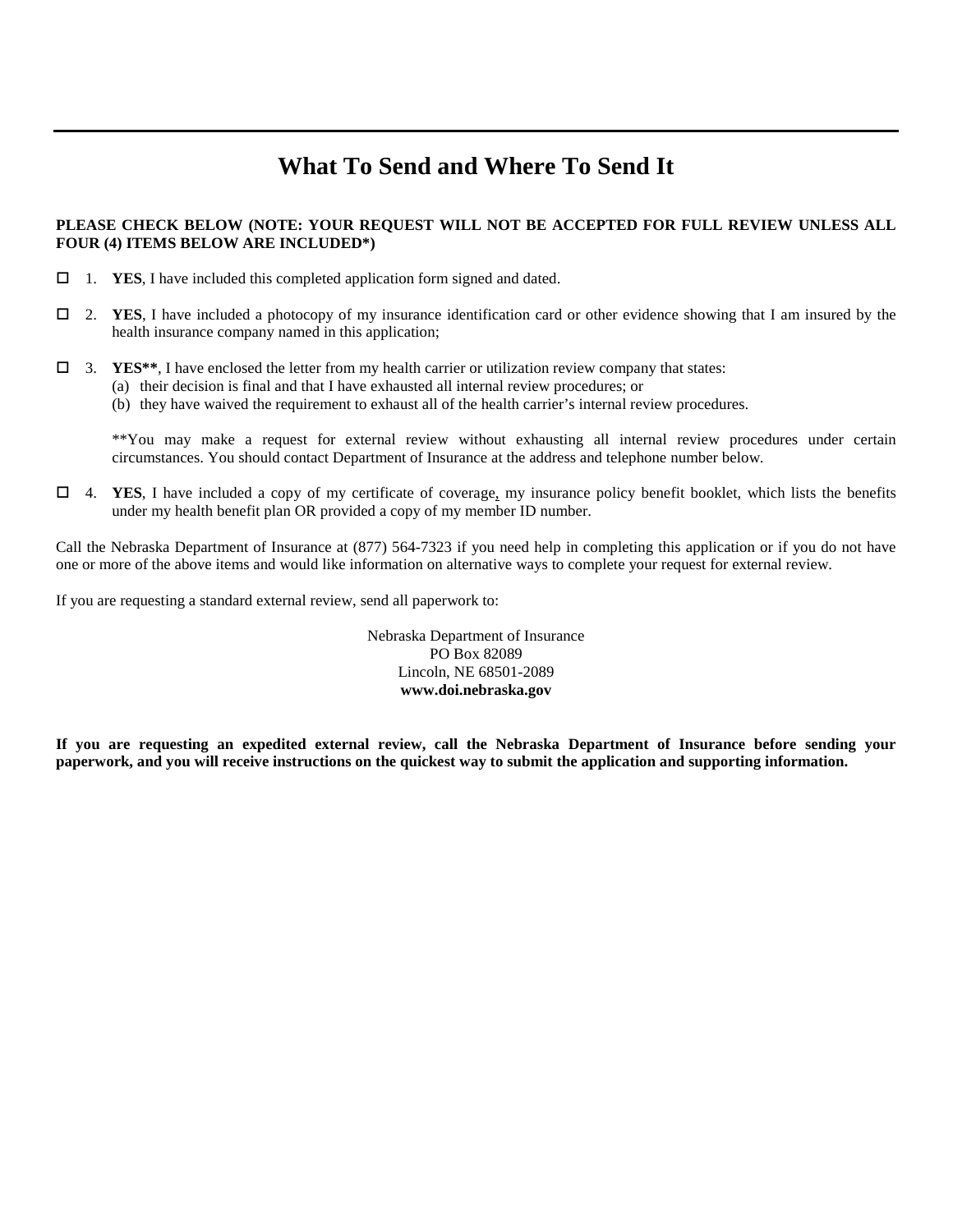# What To Send and Where To Send It

**PLEASE CHECK BELOW (NOTE: YOUR REQUEST WILL NOT BE ACCEPTED FOR FULL REVIEW UNLESS ALL FOUR (4) ITEMS BELOW ARE INCLUDED*)**

☐ 1. **YES**, I have included this completed application form signed and dated.

☐ 2. **YES**, I have included a photocopy of my insurance identification card or other evidence showing that I am insured by the health insurance company named in this application;

☐ 3. **YES****, I have enclosed the letter from my health carrier or utilization review company that states:
   (a) their decision is final and that I have exhausted all internal review procedures; or
   (b) they have waived the requirement to exhaust all of the health carrier's internal review procedures.

   **You may make a request for external review without exhausting all internal review procedures under certain circumstances. You should contact Department of Insurance at the address and telephone number below.

☐ 4. **YES**, I have included a copy of my certificate of coverage, my insurance policy benefit booklet, which lists the benefits under my health benefit plan OR provided a copy of my member ID number.

Call the Nebraska Department of Insurance at (877) 564-7323 if you need help in completing this application or if you do not have one or more of the above items and would like information on alternative ways to complete your request for external review.

If you are requesting a standard external review, send all paperwork to:

Nebraska Department of Insurance
PO Box 82089
Lincoln, NE 68501-2089
**www.doi.nebraska.gov**

**If you are requesting an expedited external review, call the Nebraska Department of Insurance before sending your paperwork, and you will receive instructions on the quickest way to submit the application and supporting information.**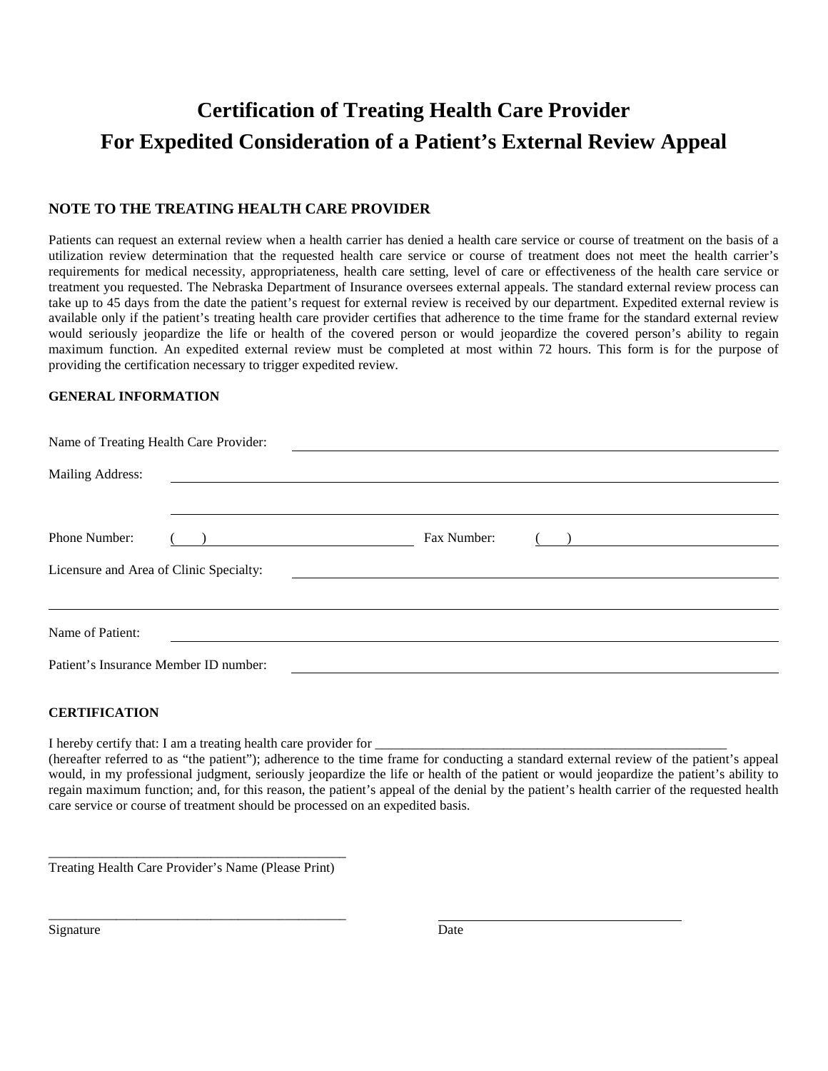# Certification of Treating Health Care Provider For Expedited Consideration of a Patient's External Review Appeal

### NOTE TO THE TREATING HEALTH CARE PROVIDER

Patients can request an external review when a health carrier has denied a health care service or course of treatment on the basis of a utilization review determination that the requested health care service or course of treatment does not meet the health carrier's requirements for medical necessity, appropriateness, health care setting, level of care or effectiveness of the health care service or treatment you requested. The Nebraska Department of Insurance oversees external appeals. The standard external review process can take up to 45 days from the date the patient's request for external review is received by our department. Expedited external review is available only if the patient's treating health care provider certifies that adherence to the time frame for the standard external review would seriously jeopardize the life or health of the covered person or would jeopardize the covered person's ability to regain maximum function. An expedited external review must be completed at most within 72 hours. This form is for the purpose of providing the certification necessary to trigger expedited review.

### GENERAL INFORMATION

Name of Treating Health Care Provider: ______________________________

Mailing Address: ______________________________

______________________________

Phone Number: (   ) ______________________ Fax Number: (   ) ______________________

Licensure and Area of Clinic Specialty: ______________________________

______________________________

Name of Patient: ______________________________

Patient's Insurance Member ID number: ______________________________

### CERTIFICATION

I hereby certify that: I am a treating health care provider for ______________________________ (hereafter referred to as "the patient"); adherence to the time frame for conducting a standard external review of the patient's appeal would, in my professional judgment, seriously jeopardize the life or health of the patient or would jeopardize the patient's ability to regain maximum function; and, for this reason, the patient's appeal of the denial by the patient's health carrier of the requested health care service or course of treatment should be processed on an expedited basis.

______________________________
Treating Health Care Provider's Name (Please Print)

______________________________ ______________________________
Signature Date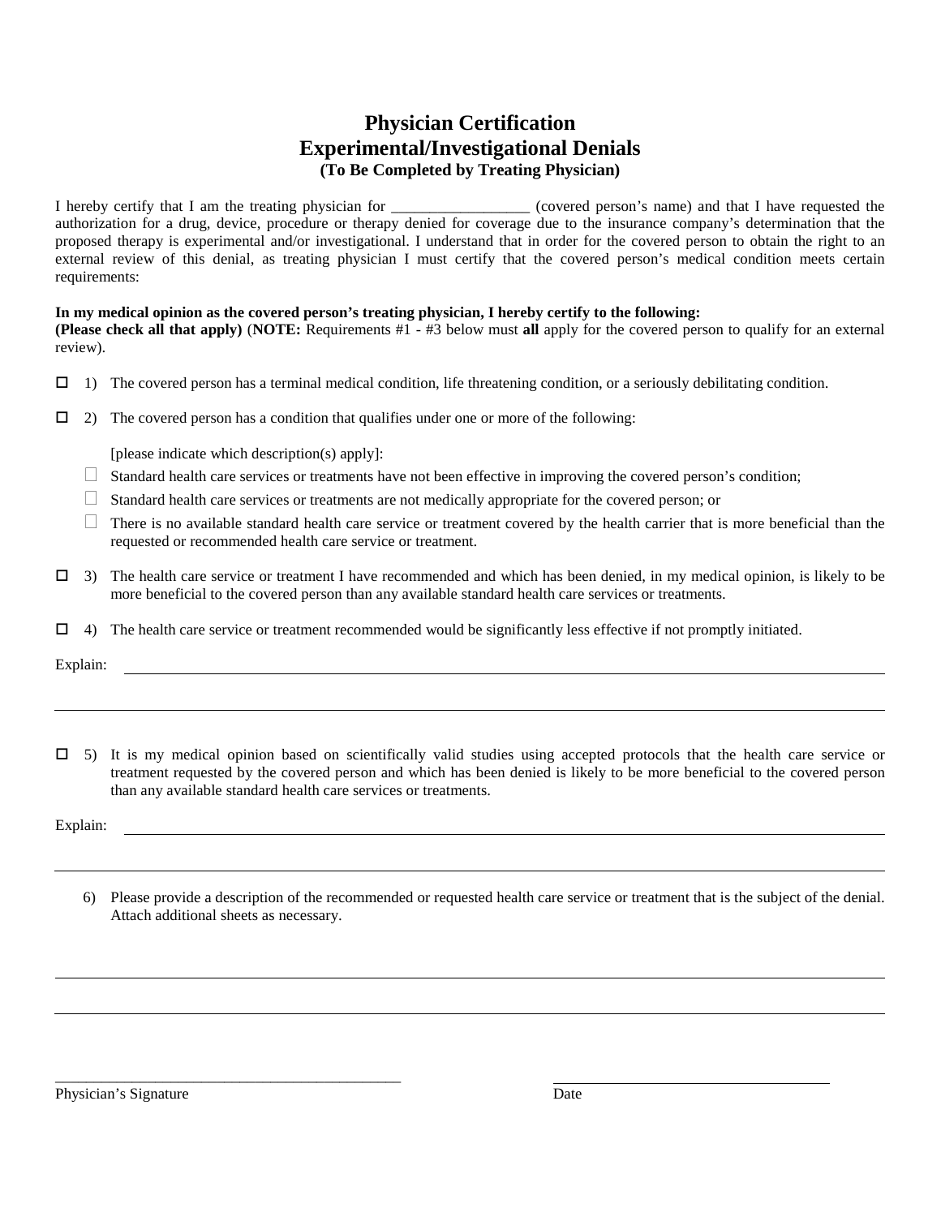# Physician Certification
## Experimental/Investigational Denials
### (To Be Completed by Treating Physician)

I hereby certify that I am the treating physician for _________________ (covered person's name) and that I have requested the authorization for a drug, device, procedure or therapy denied for coverage due to the insurance company's determination that the proposed therapy is experimental and/or investigational. I understand that in order for the covered person to obtain the right to an external review of this denial, as treating physician I must certify that the covered person's medical condition meets certain requirements:

**In my medical opinion as the covered person's treating physician, I hereby certify to the following:**
**(Please check all that apply)** (**NOTE:** Requirements #1 - #3 below must **all** apply for the covered person to qualify for an external review).

- ☐ 1) The covered person has a terminal medical condition, life threatening condition, or a seriously debilitating condition.

- ☐ 2) The covered person has a condition that qualifies under one or more of the following:

  [please indicate which description(s) apply]:
  - ☐ Standard health care services or treatments have not been effective in improving the covered person's condition;
  - ☐ Standard health care services or treatments are not medically appropriate for the covered person; or
  - ☐ There is no available standard health care service or treatment covered by the health carrier that is more beneficial than the requested or recommended health care service or treatment.

- ☐ 3) The health care service or treatment I have recommended and which has been denied, in my medical opinion, is likely to be more beneficial to the covered person than any available standard health care services or treatments.

- ☐ 4) The health care service or treatment recommended would be significantly less effective if not promptly initiated.

Explain: ______________________________________________

______________________________________________

- ☐ 5) It is my medical opinion based on scientifically valid studies using accepted protocols that the health care service or treatment requested by the covered person and which has been denied is likely to be more beneficial to the covered person than any available standard health care services or treatments.

Explain: ______________________________________________

______________________________________________

6) Please provide a description of the recommended or requested health care service or treatment that is the subject of the denial. Attach additional sheets as necessary.

______________________________________________

______________________________________________

______________________________________________ Physician's Signature

______________________________________________ Date